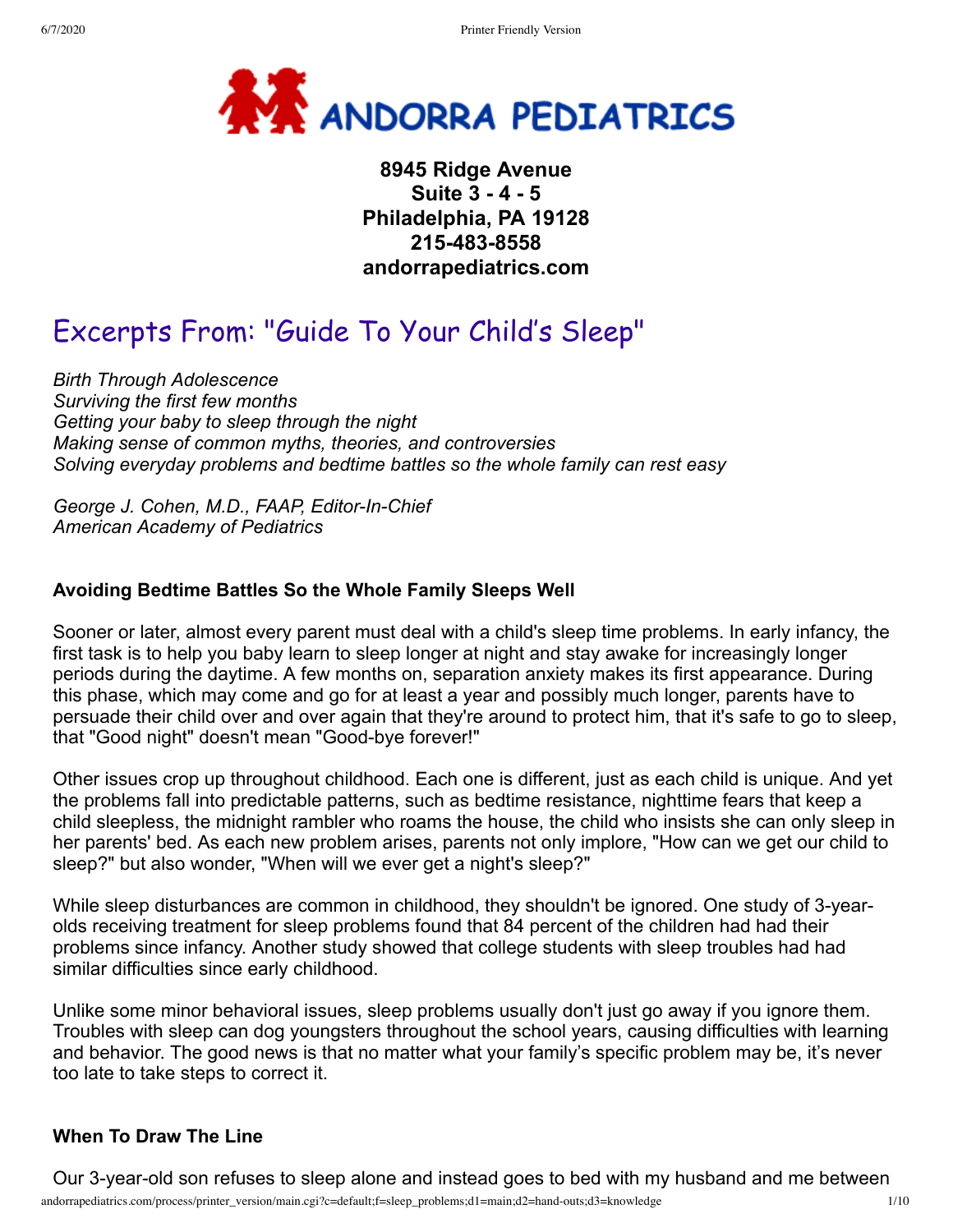# ANDORRA PEDIATRICS

**8945 Ridge Avenue**
**Suite 3 - 4 - 5**
**Philadelphia, PA 19128**
**215-483-8558**
**andorrapediatrics.com**

## Excerpts From: "Guide To Your Child's Sleep"

*Birth Through Adolescence*
*Surviving the first few months*
*Getting your baby to sleep through the night*
*Making sense of common myths, theories, and controversies*
*Solving everyday problems and bedtime battles so the whole family can rest easy*

*George J. Cohen, M.D., FAAP, Editor-In-Chief*
*American Academy of Pediatrics*

### Avoiding Bedtime Battles So the Whole Family Sleeps Well

Sooner or later, almost every parent must deal with a child's sleep time problems. In early infancy, the first task is to help you baby learn to sleep longer at night and stay awake for increasingly longer periods during the daytime. A few months on, separation anxiety makes its first appearance. During this phase, which may come and go for at least a year and possibly much longer, parents have to persuade their child over and over again that they're around to protect him, that it's safe to go to sleep, that "Good night" doesn't mean "Good-bye forever!"

Other issues crop up throughout childhood. Each one is different, just as each child is unique. And yet the problems fall into predictable patterns, such as bedtime resistance, nighttime fears that keep a child sleepless, the midnight rambler who roams the house, the child who insists she can only sleep in her parents' bed. As each new problem arises, parents not only implore, "How can we get our child to sleep?" but also wonder, "When will we ever get a night's sleep?"

While sleep disturbances are common in childhood, they shouldn't be ignored. One study of 3-year-olds receiving treatment for sleep problems found that 84 percent of the children had had their problems since infancy. Another study showed that college students with sleep troubles had had similar difficulties since early childhood.

Unlike some minor behavioral issues, sleep problems usually don't just go away if you ignore them. Troubles with sleep can dog youngsters throughout the school years, causing difficulties with learning and behavior. The good news is that no matter what your family's specific problem may be, it's never too late to take steps to correct it.

### When To Draw The Line

Our 3-year-old son refuses to sleep alone and instead goes to bed with my husband and me between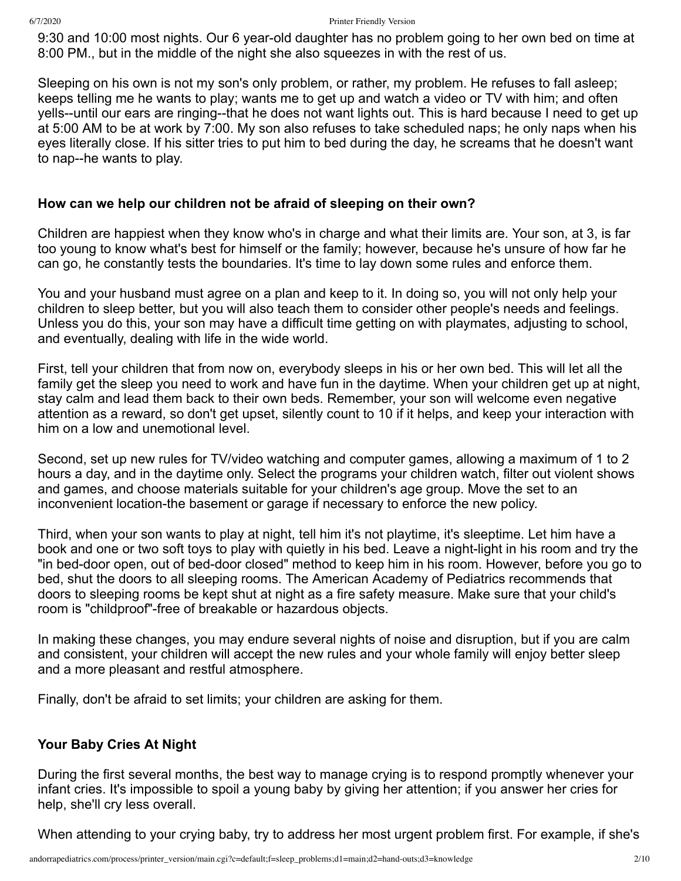9:30 and 10:00 most nights. Our 6 year-old daughter has no problem going to her own bed on time at 8:00 PM., but in the middle of the night she also squeezes in with the rest of us.

Sleeping on his own is not my son's only problem, or rather, my problem. He refuses to fall asleep; keeps telling me he wants to play; wants me to get up and watch a video or TV with him; and often yells--until our ears are ringing--that he does not want lights out. This is hard because I need to get up at 5:00 AM to be at work by 7:00. My son also refuses to take scheduled naps; he only naps when his eyes literally close. If his sitter tries to put him to bed during the day, he screams that he doesn't want to nap--he wants to play.

**How can we help our children not be afraid of sleeping on their own?**

Children are happiest when they know who's in charge and what their limits are. Your son, at 3, is far too young to know what's best for himself or the family; however, because he's unsure of how far he can go, he constantly tests the boundaries. It's time to lay down some rules and enforce them.

You and your husband must agree on a plan and keep to it. In doing so, you will not only help your children to sleep better, but you will also teach them to consider other people's needs and feelings. Unless you do this, your son may have a difficult time getting on with playmates, adjusting to school, and eventually, dealing with life in the wide world.

First, tell your children that from now on, everybody sleeps in his or her own bed. This will let all the family get the sleep you need to work and have fun in the daytime. When your children get up at night, stay calm and lead them back to their own beds. Remember, your son will welcome even negative attention as a reward, so don't get upset, silently count to 10 if it helps, and keep your interaction with him on a low and unemotional level.

Second, set up new rules for TV/video watching and computer games, allowing a maximum of 1 to 2 hours a day, and in the daytime only. Select the programs your children watch, filter out violent shows and games, and choose materials suitable for your children's age group. Move the set to an inconvenient location-the basement or garage if necessary to enforce the new policy.

Third, when your son wants to play at night, tell him it's not playtime, it's sleeptime. Let him have a book and one or two soft toys to play with quietly in his bed. Leave a night-light in his room and try the "in bed-door open, out of bed-door closed" method to keep him in his room. However, before you go to bed, shut the doors to all sleeping rooms. The American Academy of Pediatrics recommends that doors to sleeping rooms be kept shut at night as a fire safety measure. Make sure that your child's room is "childproof"-free of breakable or hazardous objects.

In making these changes, you may endure several nights of noise and disruption, but if you are calm and consistent, your children will accept the new rules and your whole family will enjoy better sleep and a more pleasant and restful atmosphere.

Finally, don't be afraid to set limits; your children are asking for them.

**Your Baby Cries At Night**

During the first several months, the best way to manage crying is to respond promptly whenever your infant cries. It's impossible to spoil a young baby by giving her attention; if you answer her cries for help, she'll cry less overall.

When attending to your crying baby, try to address her most urgent problem first. For example, if she's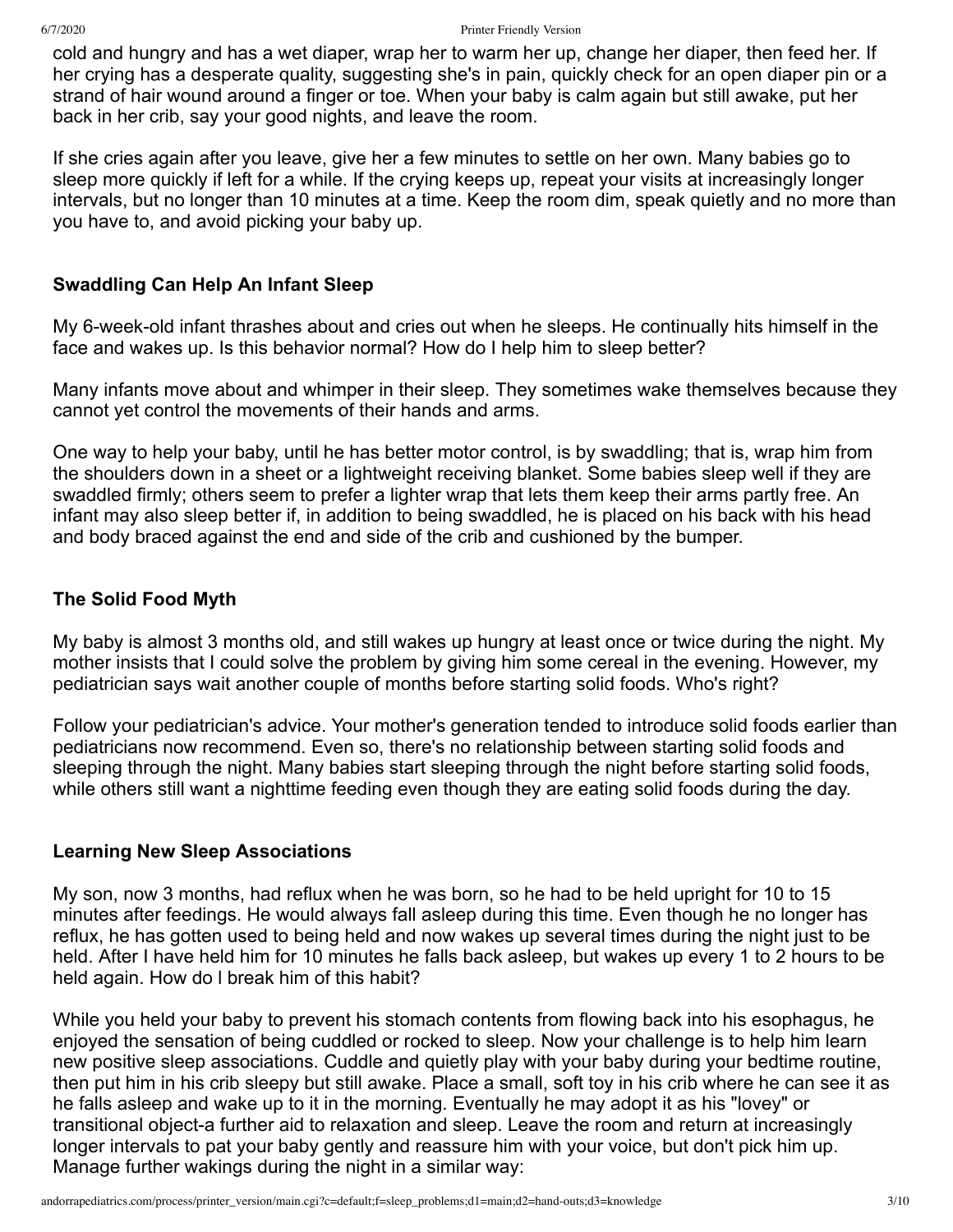cold and hungry and has a wet diaper, wrap her to warm her up, change her diaper, then feed her. If her crying has a desperate quality, suggesting she's in pain, quickly check for an open diaper pin or a strand of hair wound around a finger or toe. When your baby is calm again but still awake, put her back in her crib, say your good nights, and leave the room.

If she cries again after you leave, give her a few minutes to settle on her own. Many babies go to sleep more quickly if left for a while. If the crying keeps up, repeat your visits at increasingly longer intervals, but no longer than 10 minutes at a time. Keep the room dim, speak quietly and no more than you have to, and avoid picking your baby up.

### Swaddling Can Help An Infant Sleep

My 6-week-old infant thrashes about and cries out when he sleeps. He continually hits himself in the face and wakes up. Is this behavior normal? How do I help him to sleep better?

Many infants move about and whimper in their sleep. They sometimes wake themselves because they cannot yet control the movements of their hands and arms.

One way to help your baby, until he has better motor control, is by swaddling; that is, wrap him from the shoulders down in a sheet or a lightweight receiving blanket. Some babies sleep well if they are swaddled firmly; others seem to prefer a lighter wrap that lets them keep their arms partly free. An infant may also sleep better if, in addition to being swaddled, he is placed on his back with his head and body braced against the end and side of the crib and cushioned by the bumper.

### The Solid Food Myth

My baby is almost 3 months old, and still wakes up hungry at least once or twice during the night. My mother insists that I could solve the problem by giving him some cereal in the evening. However, my pediatrician says wait another couple of months before starting solid foods. Who's right?

Follow your pediatrician's advice. Your mother's generation tended to introduce solid foods earlier than pediatricians now recommend. Even so, there's no relationship between starting solid foods and sleeping through the night. Many babies start sleeping through the night before starting solid foods, while others still want a nighttime feeding even though they are eating solid foods during the day.

### Learning New Sleep Associations

My son, now 3 months, had reflux when he was born, so he had to be held upright for 10 to 15 minutes after feedings. He would always fall asleep during this time. Even though he no longer has reflux, he has gotten used to being held and now wakes up several times during the night just to be held. After I have held him for 10 minutes he falls back asleep, but wakes up every 1 to 2 hours to be held again. How do I break him of this habit?

While you held your baby to prevent his stomach contents from flowing back into his esophagus, he enjoyed the sensation of being cuddled or rocked to sleep. Now your challenge is to help him learn new positive sleep associations. Cuddle and quietly play with your baby during your bedtime routine, then put him in his crib sleepy but still awake. Place a small, soft toy in his crib where he can see it as he falls asleep and wake up to it in the morning. Eventually he may adopt it as his "lovey" or transitional object-a further aid to relaxation and sleep. Leave the room and return at increasingly longer intervals to pat your baby gently and reassure him with your voice, but don't pick him up. Manage further wakings during the night in a similar way: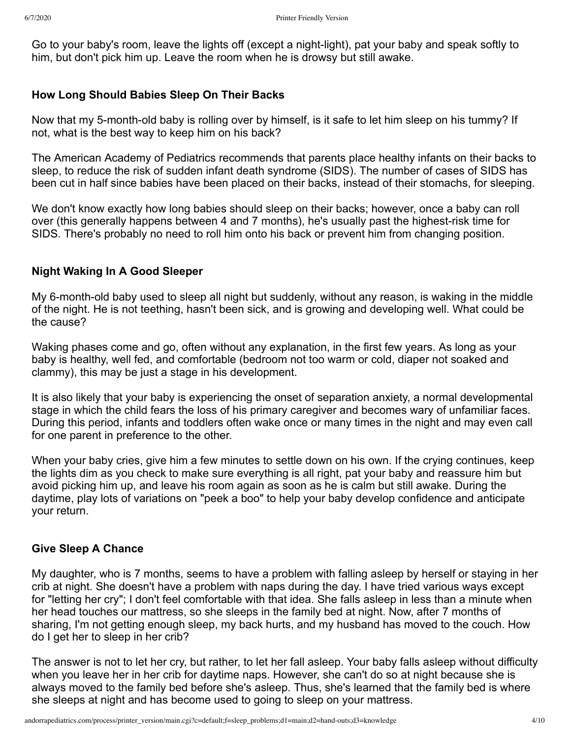Go to your baby's room, leave the lights off (except a night-light), pat your baby and speak softly to him, but don't pick him up. Leave the room when he is drowsy but still awake.

### How Long Should Babies Sleep On Their Backs

Now that my 5-month-old baby is rolling over by himself, is it safe to let him sleep on his tummy? If not, what is the best way to keep him on his back?

The American Academy of Pediatrics recommends that parents place healthy infants on their backs to sleep, to reduce the risk of sudden infant death syndrome (SIDS). The number of cases of SIDS has been cut in half since babies have been placed on their backs, instead of their stomachs, for sleeping.

We don't know exactly how long babies should sleep on their backs; however, once a baby can roll over (this generally happens between 4 and 7 months), he's usually past the highest-risk time for SIDS. There's probably no need to roll him onto his back or prevent him from changing position.

### Night Waking In A Good Sleeper

My 6-month-old baby used to sleep all night but suddenly, without any reason, is waking in the middle of the night. He is not teething, hasn't been sick, and is growing and developing well. What could be the cause?

Waking phases come and go, often without any explanation, in the first few years. As long as your baby is healthy, well fed, and comfortable (bedroom not too warm or cold, diaper not soaked and clammy), this may be just a stage in his development.

It is also likely that your baby is experiencing the onset of separation anxiety, a normal developmental stage in which the child fears the loss of his primary caregiver and becomes wary of unfamiliar faces. During this period, infants and toddlers often wake once or many times in the night and may even call for one parent in preference to the other.

When your baby cries, give him a few minutes to settle down on his own. If the crying continues, keep the lights dim as you check to make sure everything is all right, pat your baby and reassure him but avoid picking him up, and leave his room again as soon as he is calm but still awake. During the daytime, play lots of variations on "peek a boo" to help your baby develop confidence and anticipate your return.

### Give Sleep A Chance

My daughter, who is 7 months, seems to have a problem with falling asleep by herself or staying in her crib at night. She doesn't have a problem with naps during the day. I have tried various ways except for "letting her cry"; I don't feel comfortable with that idea. She falls asleep in less than a minute when her head touches our mattress, so she sleeps in the family bed at night. Now, after 7 months of sharing, I'm not getting enough sleep, my back hurts, and my husband has moved to the couch. How do I get her to sleep in her crib?

The answer is not to let her cry, but rather, to let her fall asleep. Your baby falls asleep without difficulty when you leave her in her crib for daytime naps. However, she can't do so at night because she is always moved to the family bed before she's asleep. Thus, she's learned that the family bed is where she sleeps at night and has become used to going to sleep on your mattress.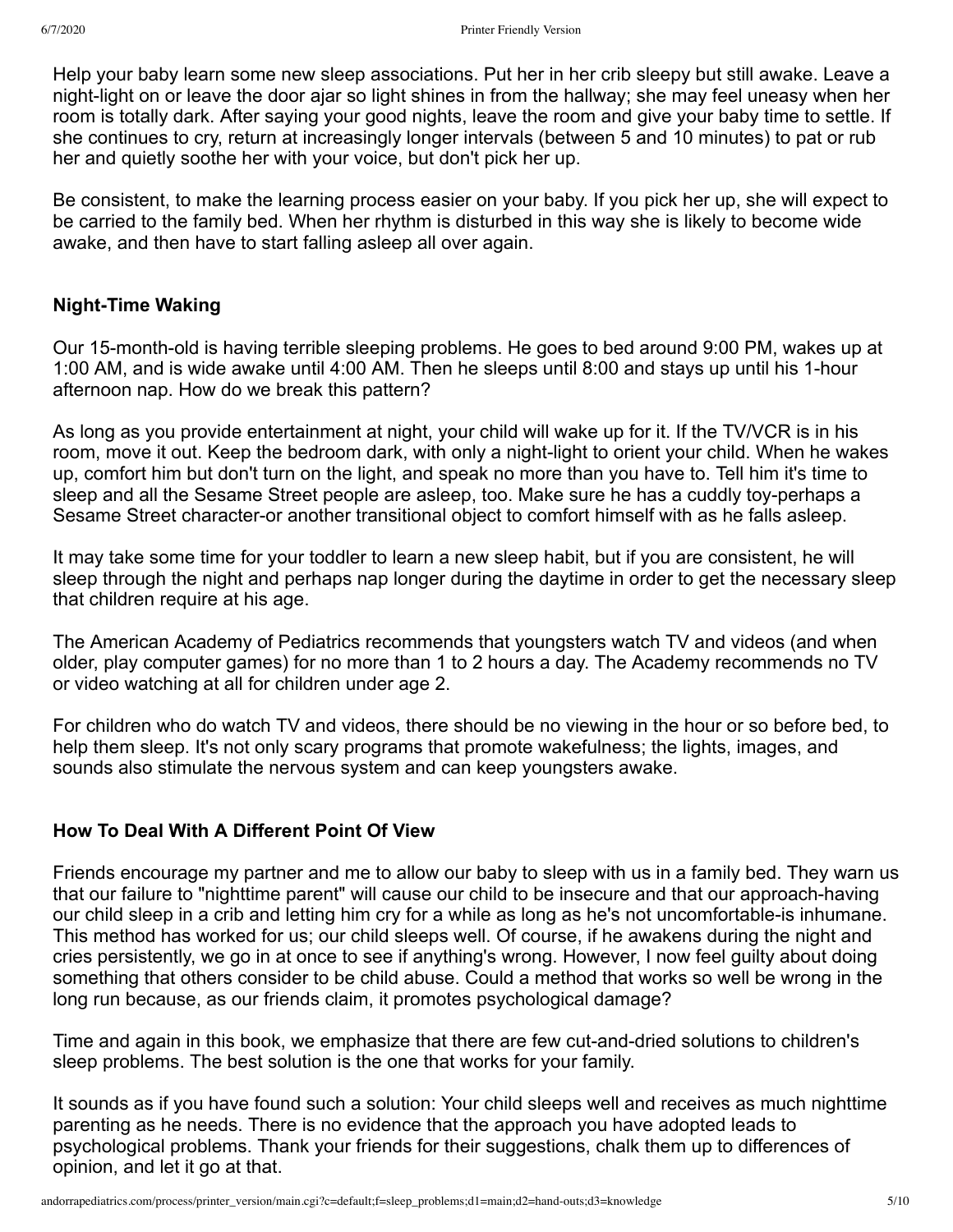Help your baby learn some new sleep associations. Put her in her crib sleepy but still awake. Leave a night-light on or leave the door ajar so light shines in from the hallway; she may feel uneasy when her room is totally dark. After saying your good nights, leave the room and give your baby time to settle. If she continues to cry, return at increasingly longer intervals (between 5 and 10 minutes) to pat or rub her and quietly soothe her with your voice, but don't pick her up.

Be consistent, to make the learning process easier on your baby. If you pick her up, she will expect to be carried to the family bed. When her rhythm is disturbed in this way she is likely to become wide awake, and then have to start falling asleep all over again.

### Night-Time Waking

Our 15-month-old is having terrible sleeping problems. He goes to bed around 9:00 PM, wakes up at 1:00 AM, and is wide awake until 4:00 AM. Then he sleeps until 8:00 and stays up until his 1-hour afternoon nap. How do we break this pattern?

As long as you provide entertainment at night, your child will wake up for it. If the TV/VCR is in his room, move it out. Keep the bedroom dark, with only a night-light to orient your child. When he wakes up, comfort him but don't turn on the light, and speak no more than you have to. Tell him it's time to sleep and all the Sesame Street people are asleep, too. Make sure he has a cuddly toy-perhaps a Sesame Street character-or another transitional object to comfort himself with as he falls asleep.

It may take some time for your toddler to learn a new sleep habit, but if you are consistent, he will sleep through the night and perhaps nap longer during the daytime in order to get the necessary sleep that children require at his age.

The American Academy of Pediatrics recommends that youngsters watch TV and videos (and when older, play computer games) for no more than 1 to 2 hours a day. The Academy recommends no TV or video watching at all for children under age 2.

For children who do watch TV and videos, there should be no viewing in the hour or so before bed, to help them sleep. It's not only scary programs that promote wakefulness; the lights, images, and sounds also stimulate the nervous system and can keep youngsters awake.

### How To Deal With A Different Point Of View

Friends encourage my partner and me to allow our baby to sleep with us in a family bed. They warn us that our failure to "nighttime parent" will cause our child to be insecure and that our approach-having our child sleep in a crib and letting him cry for a while as long as he's not uncomfortable-is inhumane. This method has worked for us; our child sleeps well. Of course, if he awakens during the night and cries persistently, we go in at once to see if anything's wrong. However, I now feel guilty about doing something that others consider to be child abuse. Could a method that works so well be wrong in the long run because, as our friends claim, it promotes psychological damage?

Time and again in this book, we emphasize that there are few cut-and-dried solutions to children's sleep problems. The best solution is the one that works for your family.

It sounds as if you have found such a solution: Your child sleeps well and receives as much nighttime parenting as he needs. There is no evidence that the approach you have adopted leads to psychological problems. Thank your friends for their suggestions, chalk them up to differences of opinion, and let it go at that.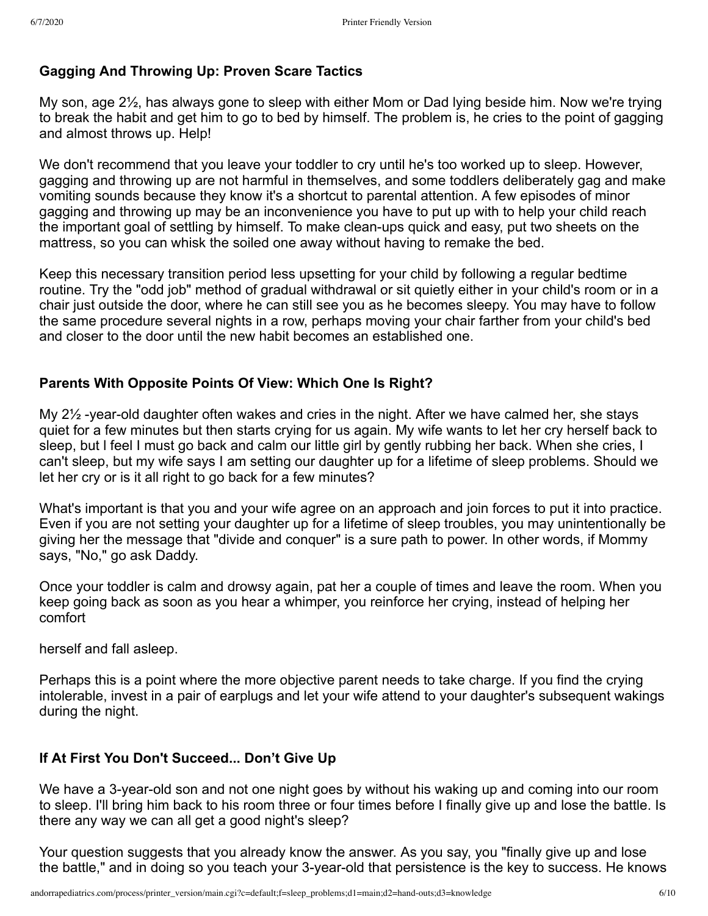**Gagging And Throwing Up: Proven Scare Tactics**

My son, age 2½, has always gone to sleep with either Mom or Dad lying beside him. Now we're trying to break the habit and get him to go to bed by himself. The problem is, he cries to the point of gagging and almost throws up. Help!

We don't recommend that you leave your toddler to cry until he's too worked up to sleep. However, gagging and throwing up are not harmful in themselves, and some toddlers deliberately gag and make vomiting sounds because they know it's a shortcut to parental attention. A few episodes of minor gagging and throwing up may be an inconvenience you have to put up with to help your child reach the important goal of settling by himself. To make clean-ups quick and easy, put two sheets on the mattress, so you can whisk the soiled one away without having to remake the bed.

Keep this necessary transition period less upsetting for your child by following a regular bedtime routine. Try the "odd job" method of gradual withdrawal or sit quietly either in your child's room or in a chair just outside the door, where he can still see you as he becomes sleepy. You may have to follow the same procedure several nights in a row, perhaps moving your chair farther from your child's bed and closer to the door until the new habit becomes an established one.

**Parents With Opposite Points Of View: Which One Is Right?**

My 2½ -year-old daughter often wakes and cries in the night. After we have calmed her, she stays quiet for a few minutes but then starts crying for us again. My wife wants to let her cry herself back to sleep, but I feel I must go back and calm our little girl by gently rubbing her back. When she cries, I can't sleep, but my wife says I am setting our daughter up for a lifetime of sleep problems. Should we let her cry or is it all right to go back for a few minutes?

What's important is that you and your wife agree on an approach and join forces to put it into practice. Even if you are not setting your daughter up for a lifetime of sleep troubles, you may unintentionally be giving her the message that "divide and conquer" is a sure path to power. In other words, if Mommy says, "No," go ask Daddy.

Once your toddler is calm and drowsy again, pat her a couple of times and leave the room. When you keep going back as soon as you hear a whimper, you reinforce her crying, instead of helping her comfort herself and fall asleep.

Perhaps this is a point where the more objective parent needs to take charge. If you find the crying intolerable, invest in a pair of earplugs and let your wife attend to your daughter's subsequent wakings during the night.

**If At First You Don't Succeed... Don't Give Up**

We have a 3-year-old son and not one night goes by without his waking up and coming into our room to sleep. I'll bring him back to his room three or four times before I finally give up and lose the battle. Is there any way we can all get a good night's sleep?

Your question suggests that you already know the answer. As you say, you "finally give up and lose the battle," and in doing so you teach your 3-year-old that persistence is the key to success. He knows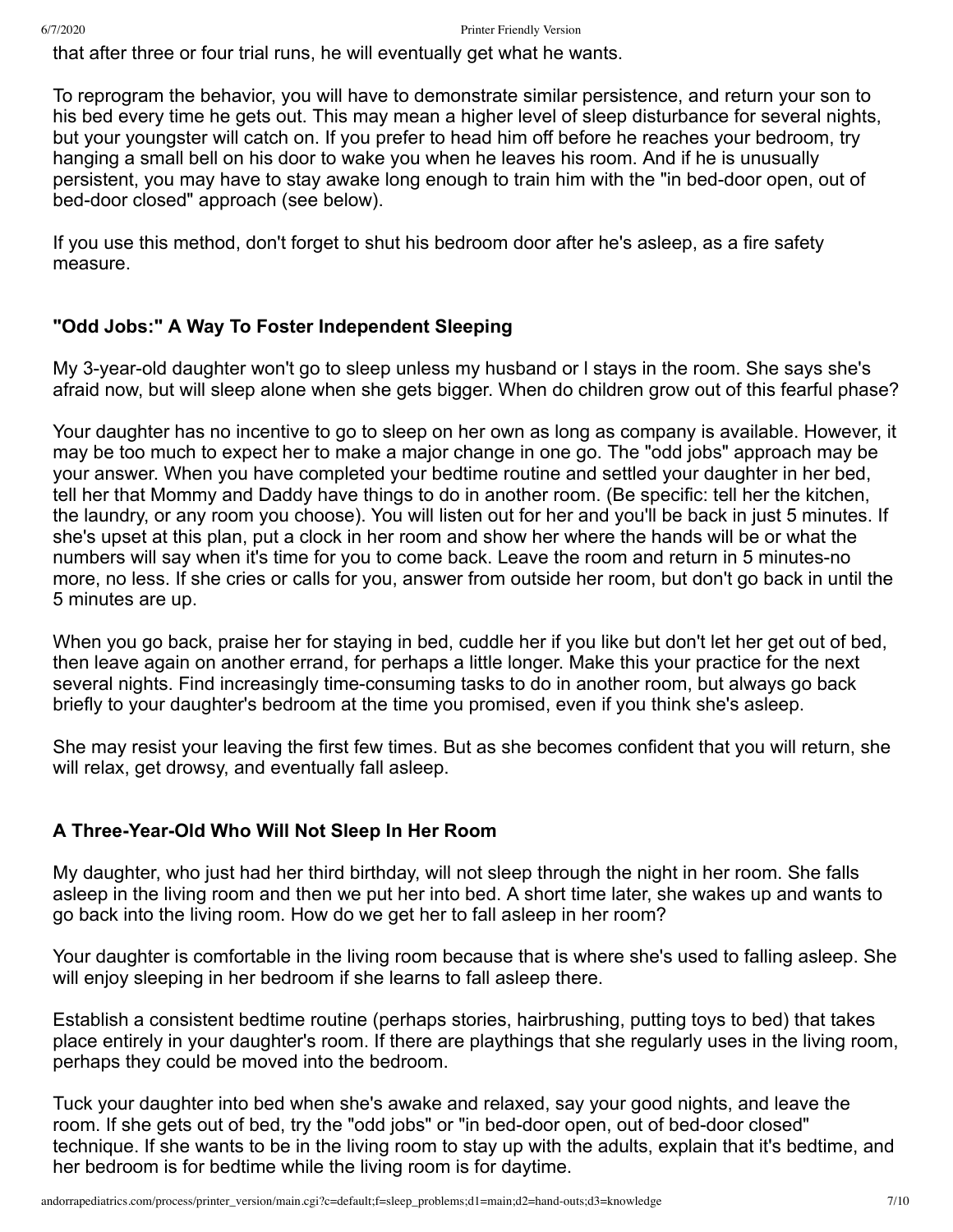that after three or four trial runs, he will eventually get what he wants.

To reprogram the behavior, you will have to demonstrate similar persistence, and return your son to his bed every time he gets out. This may mean a higher level of sleep disturbance for several nights, but your youngster will catch on. If you prefer to head him off before he reaches your bedroom, try hanging a small bell on his door to wake you when he leaves his room. And if he is unusually persistent, you may have to stay awake long enough to train him with the "in bed-door open, out of bed-door closed" approach (see below).

If you use this method, don't forget to shut his bedroom door after he's asleep, as a fire safety measure.

### "Odd Jobs:" A Way To Foster Independent Sleeping

My 3-year-old daughter won't go to sleep unless my husband or I stays in the room. She says she's afraid now, but will sleep alone when she gets bigger. When do children grow out of this fearful phase?

Your daughter has no incentive to go to sleep on her own as long as company is available. However, it may be too much to expect her to make a major change in one go. The "odd jobs" approach may be your answer. When you have completed your bedtime routine and settled your daughter in her bed, tell her that Mommy and Daddy have things to do in another room. (Be specific: tell her the kitchen, the laundry, or any room you choose). You will listen out for her and you'll be back in just 5 minutes. If she's upset at this plan, put a clock in her room and show her where the hands will be or what the numbers will say when it's time for you to come back. Leave the room and return in 5 minutes-no more, no less. If she cries or calls for you, answer from outside her room, but don't go back in until the 5 minutes are up.

When you go back, praise her for staying in bed, cuddle her if you like but don't let her get out of bed, then leave again on another errand, for perhaps a little longer. Make this your practice for the next several nights. Find increasingly time-consuming tasks to do in another room, but always go back briefly to your daughter's bedroom at the time you promised, even if you think she's asleep.

She may resist your leaving the first few times. But as she becomes confident that you will return, she will relax, get drowsy, and eventually fall asleep.

### A Three-Year-Old Who Will Not Sleep In Her Room

My daughter, who just had her third birthday, will not sleep through the night in her room. She falls asleep in the living room and then we put her into bed. A short time later, she wakes up and wants to go back into the living room. How do we get her to fall asleep in her room?

Your daughter is comfortable in the living room because that is where she's used to falling asleep. She will enjoy sleeping in her bedroom if she learns to fall asleep there.

Establish a consistent bedtime routine (perhaps stories, hairbrushing, putting toys to bed) that takes place entirely in your daughter's room. If there are playthings that she regularly uses in the living room, perhaps they could be moved into the bedroom.

Tuck your daughter into bed when she's awake and relaxed, say your good nights, and leave the room. If she gets out of bed, try the "odd jobs" or "in bed-door open, out of bed-door closed" technique. If she wants to be in the living room to stay up with the adults, explain that it's bedtime, and her bedroom is for bedtime while the living room is for daytime.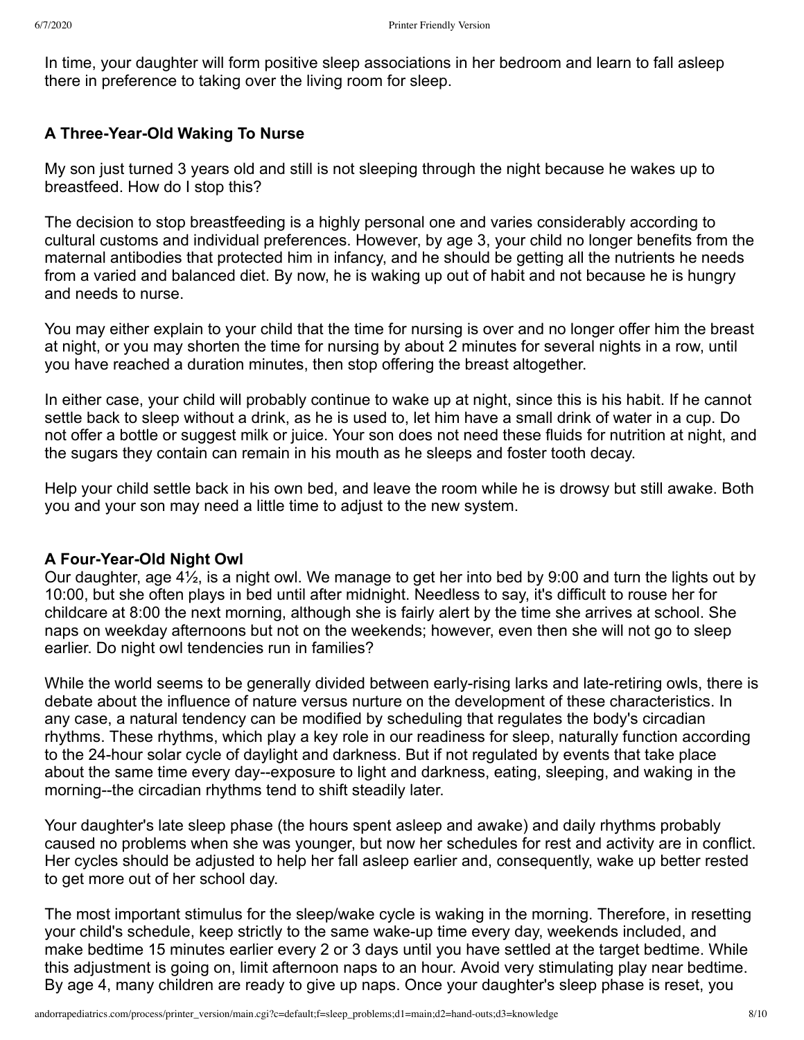In time, your daughter will form positive sleep associations in her bedroom and learn to fall asleep there in preference to taking over the living room for sleep.

**A Three-Year-Old Waking To Nurse**

My son just turned 3 years old and still is not sleeping through the night because he wakes up to breastfeed. How do I stop this?

The decision to stop breastfeeding is a highly personal one and varies considerably according to cultural customs and individual preferences. However, by age 3, your child no longer benefits from the maternal antibodies that protected him in infancy, and he should be getting all the nutrients he needs from a varied and balanced diet. By now, he is waking up out of habit and not because he is hungry and needs to nurse.

You may either explain to your child that the time for nursing is over and no longer offer him the breast at night, or you may shorten the time for nursing by about 2 minutes for several nights in a row, until you have reached a duration minutes, then stop offering the breast altogether.

In either case, your child will probably continue to wake up at night, since this is his habit. If he cannot settle back to sleep without a drink, as he is used to, let him have a small drink of water in a cup. Do not offer a bottle or suggest milk or juice. Your son does not need these fluids for nutrition at night, and the sugars they contain can remain in his mouth as he sleeps and foster tooth decay.

Help your child settle back in his own bed, and leave the room while he is drowsy but still awake. Both you and your son may need a little time to adjust to the new system.

**A Four-Year-Old Night Owl**

Our daughter, age 4½, is a night owl. We manage to get her into bed by 9:00 and turn the lights out by 10:00, but she often plays in bed until after midnight. Needless to say, it's difficult to rouse her for childcare at 8:00 the next morning, although she is fairly alert by the time she arrives at school. She naps on weekday afternoons but not on the weekends; however, even then she will not go to sleep earlier. Do night owl tendencies run in families?

While the world seems to be generally divided between early-rising larks and late-retiring owls, there is debate about the influence of nature versus nurture on the development of these characteristics. In any case, a natural tendency can be modified by scheduling that regulates the body's circadian rhythms. These rhythms, which play a key role in our readiness for sleep, naturally function according to the 24-hour solar cycle of daylight and darkness. But if not regulated by events that take place about the same time every day--exposure to light and darkness, eating, sleeping, and waking in the morning--the circadian rhythms tend to shift steadily later.

Your daughter's late sleep phase (the hours spent asleep and awake) and daily rhythms probably caused no problems when she was younger, but now her schedules for rest and activity are in conflict. Her cycles should be adjusted to help her fall asleep earlier and, consequently, wake up better rested to get more out of her school day.

The most important stimulus for the sleep/wake cycle is waking in the morning. Therefore, in resetting your child's schedule, keep strictly to the same wake-up time every day, weekends included, and make bedtime 15 minutes earlier every 2 or 3 days until you have settled at the target bedtime. While this adjustment is going on, limit afternoon naps to an hour. Avoid very stimulating play near bedtime. By age 4, many children are ready to give up naps. Once your daughter's sleep phase is reset, you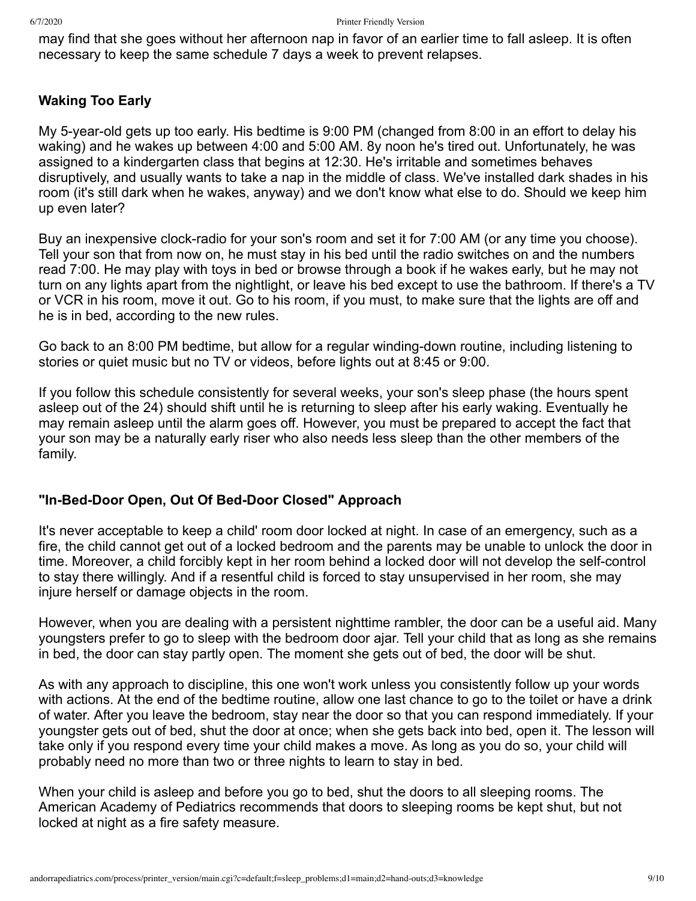may find that she goes without her afternoon nap in favor of an earlier time to fall asleep. It is often necessary to keep the same schedule 7 days a week to prevent relapses.

### Waking Too Early

My 5-year-old gets up too early. His bedtime is 9:00 PM (changed from 8:00 in an effort to delay his waking) and he wakes up between 4:00 and 5:00 AM. 8y noon he's tired out. Unfortunately, he was assigned to a kindergarten class that begins at 12:30. He's irritable and sometimes behaves disruptively, and usually wants to take a nap in the middle of class. We've installed dark shades in his room (it's still dark when he wakes, anyway) and we don't know what else to do. Should we keep him up even later?

Buy an inexpensive clock-radio for your son's room and set it for 7:00 AM (or any time you choose). Tell your son that from now on, he must stay in his bed until the radio switches on and the numbers read 7:00. He may play with toys in bed or browse through a book if he wakes early, but he may not turn on any lights apart from the nightlight, or leave his bed except to use the bathroom. If there's a TV or VCR in his room, move it out. Go to his room, if you must, to make sure that the lights are off and he is in bed, according to the new rules.

Go back to an 8:00 PM bedtime, but allow for a regular winding-down routine, including listening to stories or quiet music but no TV or videos, before lights out at 8:45 or 9:00.

If you follow this schedule consistently for several weeks, your son's sleep phase (the hours spent asleep out of the 24) should shift until he is returning to sleep after his early waking. Eventually he may remain asleep until the alarm goes off. However, you must be prepared to accept the fact that your son may be a naturally early riser who also needs less sleep than the other members of the family.

### "In-Bed-Door Open, Out Of Bed-Door Closed" Approach

It's never acceptable to keep a child' room door locked at night. In case of an emergency, such as a fire, the child cannot get out of a locked bedroom and the parents may be unable to unlock the door in time. Moreover, a child forcibly kept in her room behind a locked door will not develop the self-control to stay there willingly. And if a resentful child is forced to stay unsupervised in her room, she may injure herself or damage objects in the room.

However, when you are dealing with a persistent nighttime rambler, the door can be a useful aid. Many youngsters prefer to go to sleep with the bedroom door ajar. Tell your child that as long as she remains in bed, the door can stay partly open. The moment she gets out of bed, the door will be shut.

As with any approach to discipline, this one won't work unless you consistently follow up your words with actions. At the end of the bedtime routine, allow one last chance to go to the toilet or have a drink of water. After you leave the bedroom, stay near the door so that you can respond immediately. If your youngster gets out of bed, shut the door at once; when she gets back into bed, open it. The lesson will take only if you respond every time your child makes a move. As long as you do so, your child will probably need no more than two or three nights to learn to stay in bed.

When your child is asleep and before you go to bed, shut the doors to all sleeping rooms. The American Academy of Pediatrics recommends that doors to sleeping rooms be kept shut, but not locked at night as a fire safety measure.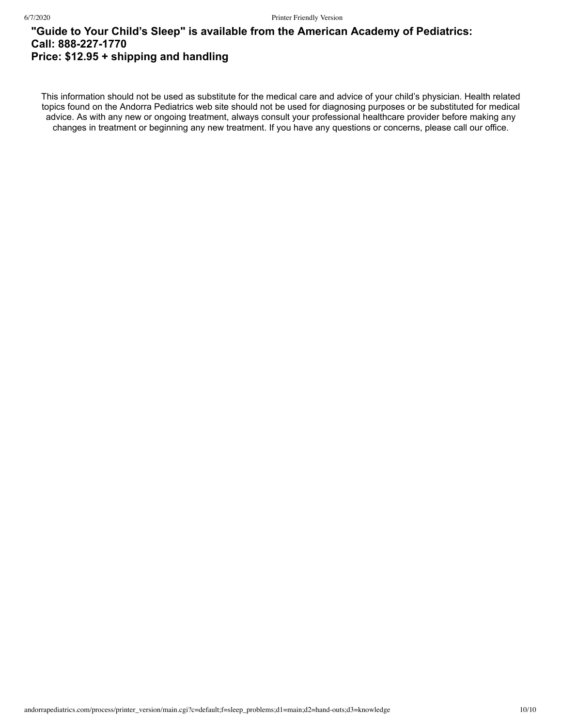**"Guide to Your Child's Sleep" is available from the American Academy of Pediatrics:**
**Call: 888-227-1770**
**Price: $12.95 + shipping and handling**

This information should not be used as substitute for the medical care and advice of your child's physician. Health related topics found on the Andorra Pediatrics web site should not be used for diagnosing purposes or be substituted for medical advice. As with any new or ongoing treatment, always consult your professional healthcare provider before making any changes in treatment or beginning any new treatment. If you have any questions or concerns, please call our office.